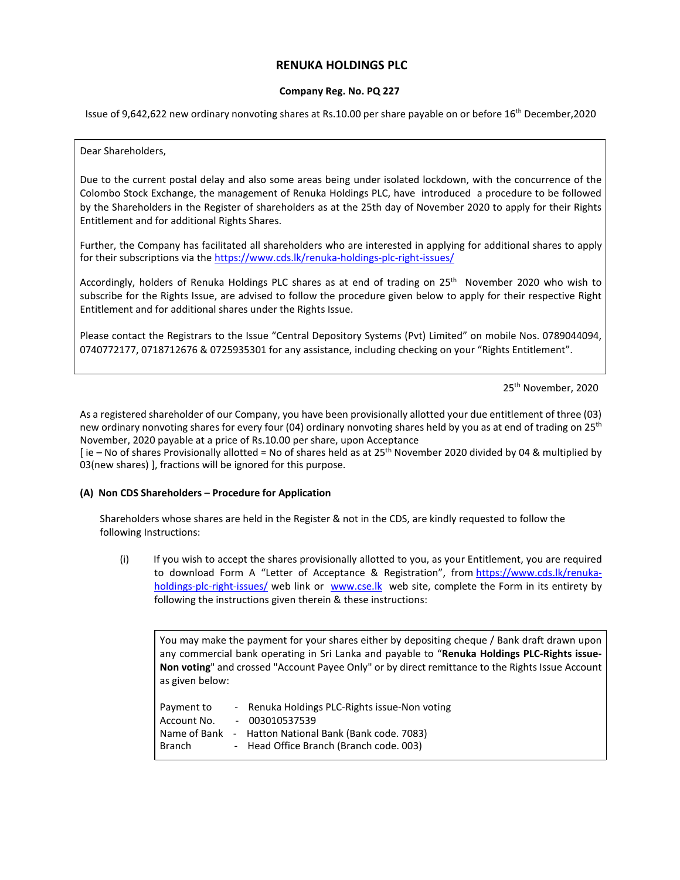# RENUKA HOLDINGS PLC

**Company Reg. No. PQ 227**

Issue of 9,642,622 new ordinary nonvoting shares at Rs.10.00 per share payable on or before 16th December,2020

Dear Shareholders,

Due to the current postal delay and also some areas being under isolated lockdown, with the concurrence of the Colombo Stock Exchange, the management of Renuka Holdings PLC, have introduced a procedure to be followed by the Shareholders in the Register of shareholders as at the 25th day of November 2020 to apply for their Rights Entitlement and for additional Rights Shares.

Further, the Company has facilitated all shareholders who are interested in applying for additional shares to apply for their subscriptions via the https://www.cds.lk/renuka-holdings-plc-right-issues/

Accordingly, holders of Renuka Holdings PLC shares as at end of trading on 25th November 2020 who wish to subscribe for the Rights Issue, are advised to follow the procedure given below to apply for their respective Right Entitlement and for additional shares under the Rights Issue.

Please contact the Registrars to the Issue "Central Depository Systems (Pvt) Limited" on mobile Nos. 0789044094, 0740772177, 0718712676 & 0725935301 for any assistance, including checking on your "Rights Entitlement".

25th November, 2020

As a registered shareholder of our Company, you have been provisionally allotted your due entitlement of three (03) new ordinary nonvoting shares for every four (04) ordinary nonvoting shares held by you as at end of trading on 25th November, 2020 payable at a price of Rs.10.00 per share, upon Acceptance
[ ie – No of shares Provisionally allotted = No of shares held as at 25th November 2020 divided by 04 & multiplied by 03(new shares) ], fractions will be ignored for this purpose.

### (A) Non CDS Shareholders – Procedure for Application

Shareholders whose shares are held in the Register & not in the CDS, are kindly requested to follow the following Instructions:

(i) If you wish to accept the shares provisionally allotted to you, as your Entitlement, you are required to download Form A "Letter of Acceptance & Registration", from https://www.cds.lk/renuka-holdings-plc-right-issues/ web link or www.cse.lk web site, complete the Form in its entirety by following the instructions given therein & these instructions:

You may make the payment for your shares either by depositing cheque / Bank draft drawn upon any commercial bank operating in Sri Lanka and payable to "**Renuka Holdings PLC-Rights issue-Non voting**" and crossed "Account Payee Only" or by direct remittance to the Rights Issue Account as given below:

Payment to - Renuka Holdings PLC-Rights issue-Non voting
Account No. - 003010537539
Name of Bank - Hatton National Bank (Bank code. 7083)
Branch - Head Office Branch (Branch code. 003)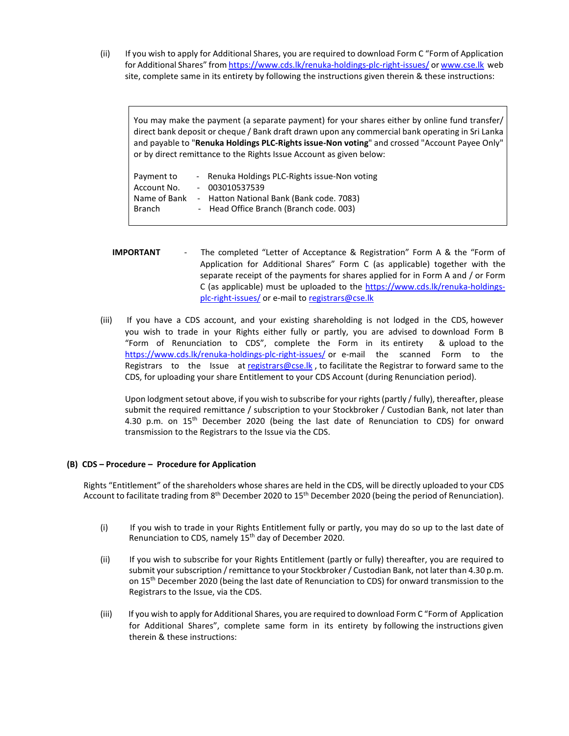(ii) If you wish to apply for Additional Shares, you are required to download Form C "Form of Application for Additional Shares" from https://www.cds.lk/renuka-holdings-plc-right-issues/ or www.cse.lk web site, complete same in its entirety by following the instructions given therein & these instructions:

> You may make the payment (a separate payment) for your shares either by online fund transfer/ direct bank deposit or cheque / Bank draft drawn upon any commercial bank operating in Sri Lanka and payable to "**Renuka Holdings PLC-Rights issue-Non voting**" and crossed "Account Payee Only" or by direct remittance to the Rights Issue Account as given below:
>
> Payment to - Renuka Holdings PLC-Rights issue-Non voting
> Account No. - 003010537539
> Name of Bank - Hatton National Bank (Bank code. 7083)
> Branch - Head Office Branch (Branch code. 003)

**IMPORTANT** - The completed "Letter of Acceptance & Registration" Form A & the "Form of Application for Additional Shares" Form C (as applicable) together with the separate receipt of the payments for shares applied for in Form A and / or Form C (as applicable) must be uploaded to the https://www.cds.lk/renuka-holdings-plc-right-issues/ or e-mail to registrars@cse.lk

(iii) If you have a CDS account, and your existing shareholding is not lodged in the CDS, however you wish to trade in your Rights either fully or partly, you are advised to download Form B "Form of Renunciation to CDS", complete the Form in its entirety & upload to the https://www.cds.lk/renuka-holdings-plc-right-issues/ or e-mail the scanned Form to the Registrars to the Issue at registrars@cse.lk , to facilitate the Registrar to forward same to the CDS, for uploading your share Entitlement to your CDS Account (during Renunciation period).

Upon lodgment setout above, if you wish to subscribe for your rights (partly / fully), thereafter, please submit the required remittance / subscription to your Stockbroker / Custodian Bank, not later than 4.30 p.m. on 15th December 2020 (being the last date of Renunciation to CDS) for onward transmission to the Registrars to the Issue via the CDS.

### (B) CDS – Procedure – Procedure for Application

Rights "Entitlement" of the shareholders whose shares are held in the CDS, will be directly uploaded to your CDS Account to facilitate trading from 8th December 2020 to 15th December 2020 (being the period of Renunciation).

(i) If you wish to trade in your Rights Entitlement fully or partly, you may do so up to the last date of Renunciation to CDS, namely 15th day of December 2020.

(ii) If you wish to subscribe for your Rights Entitlement (partly or fully) thereafter, you are required to submit your subscription / remittance to your Stockbroker / Custodian Bank, not later than 4.30 p.m. on 15th December 2020 (being the last date of Renunciation to CDS) for onward transmission to the Registrars to the Issue, via the CDS.

(iii) If you wish to apply for Additional Shares, you are required to download Form C "Form of Application for Additional Shares", complete same form in its entirety by following the instructions given therein & these instructions: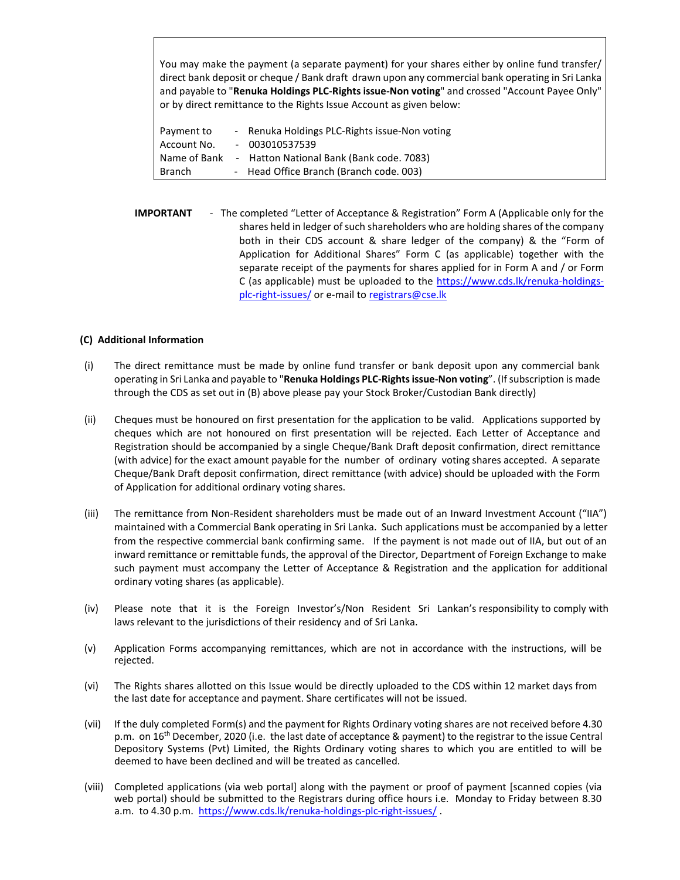You may make the payment (a separate payment) for your shares either by online fund transfer/ direct bank deposit or cheque / Bank draft drawn upon any commercial bank operating in Sri Lanka and payable to "**Renuka Holdings PLC-Rights issue-Non voting**" and crossed "Account Payee Only" or by direct remittance to the Rights Issue Account as given below:

| | | |
|---|---|---|
| Payment to | - | Renuka Holdings PLC-Rights issue-Non voting |
| Account No. | - | 003010537539 |
| Name of Bank | - | Hatton National Bank (Bank code. 7083) |
| Branch | - | Head Office Branch (Branch code. 003) |

**IMPORTANT** - The completed "Letter of Acceptance & Registration" Form A (Applicable only for the shares held in ledger of such shareholders who are holding shares of the company both in their CDS account & share ledger of the company) & the "Form of Application for Additional Shares" Form C (as applicable) together with the separate receipt of the payments for shares applied for in Form A and / or Form C (as applicable) must be uploaded to the https://www.cds.lk/renuka-holdings-plc-right-issues/ or e-mail to registrars@cse.lk

### (C) Additional Information

(i) The direct remittance must be made by online fund transfer or bank deposit upon any commercial bank operating in Sri Lanka and payable to "**Renuka Holdings PLC-Rights issue-Non voting**". (If subscription is made through the CDS as set out in (B) above please pay your Stock Broker/Custodian Bank directly)

(ii) Cheques must be honoured on first presentation for the application to be valid. Applications supported by cheques which are not honoured on first presentation will be rejected. Each Letter of Acceptance and Registration should be accompanied by a single Cheque/Bank Draft deposit confirmation, direct remittance (with advice) for the exact amount payable for the number of ordinary voting shares accepted. A separate Cheque/Bank Draft deposit confirmation, direct remittance (with advice) should be uploaded with the Form of Application for additional ordinary voting shares.

(iii) The remittance from Non-Resident shareholders must be made out of an Inward Investment Account ("IIA") maintained with a Commercial Bank operating in Sri Lanka. Such applications must be accompanied by a letter from the respective commercial bank confirming same. If the payment is not made out of IIA, but out of an inward remittance or remittable funds, the approval of the Director, Department of Foreign Exchange to make such payment must accompany the Letter of Acceptance & Registration and the application for additional ordinary voting shares (as applicable).

(iv) Please note that it is the Foreign Investor's/Non Resident Sri Lankan's responsibility to comply with laws relevant to the jurisdictions of their residency and of Sri Lanka.

(v) Application Forms accompanying remittances, which are not in accordance with the instructions, will be rejected.

(vi) The Rights shares allotted on this Issue would be directly uploaded to the CDS within 12 market days from the last date for acceptance and payment. Share certificates will not be issued.

(vii) If the duly completed Form(s) and the payment for Rights Ordinary voting shares are not received before 4.30 p.m. on 16th December, 2020 (i.e. the last date of acceptance & payment) to the registrar to the issue Central Depository Systems (Pvt) Limited, the Rights Ordinary voting shares to which you are entitled to will be deemed to have been declined and will be treated as cancelled.

(viii) Completed applications (via web portal] along with the payment or proof of payment [scanned copies (via web portal) should be submitted to the Registrars during office hours i.e. Monday to Friday between 8.30 a.m. to 4.30 p.m. https://www.cds.lk/renuka-holdings-plc-right-issues/ .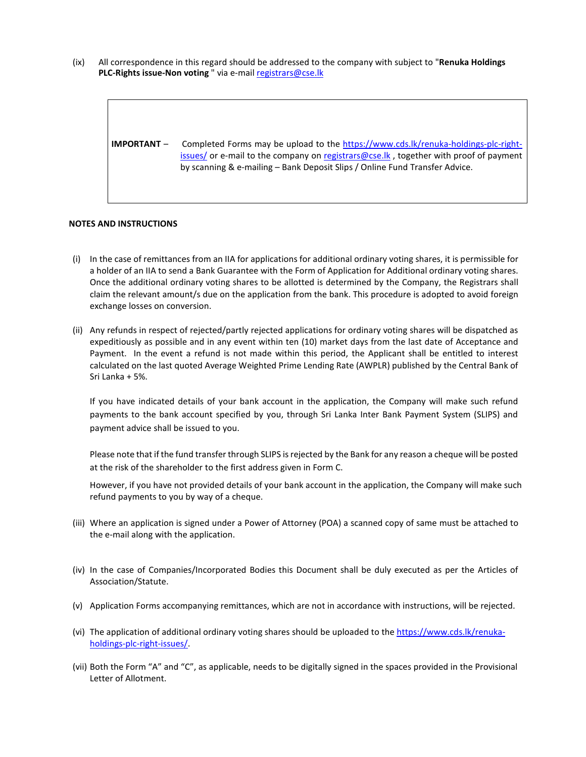(ix) All correspondence in this regard should be addressed to the company with subject to "**Renuka Holdings PLC-Rights issue-Non voting** " via e-mail registrars@cse.lk

**IMPORTANT** – Completed Forms may be upload to the https://www.cds.lk/renuka-holdings-plc-right-issues/ or e-mail to the company on registrars@cse.lk , together with proof of payment by scanning & e-mailing – Bank Deposit Slips / Online Fund Transfer Advice.

**NOTES AND INSTRUCTIONS**

(i) In the case of remittances from an IIA for applications for additional ordinary voting shares, it is permissible for a holder of an IIA to send a Bank Guarantee with the Form of Application for Additional ordinary voting shares. Once the additional ordinary voting shares to be allotted is determined by the Company, the Registrars shall claim the relevant amount/s due on the application from the bank. This procedure is adopted to avoid foreign exchange losses on conversion.

(ii) Any refunds in respect of rejected/partly rejected applications for ordinary voting shares will be dispatched as expeditiously as possible and in any event within ten (10) market days from the last date of Acceptance and Payment. In the event a refund is not made within this period, the Applicant shall be entitled to interest calculated on the last quoted Average Weighted Prime Lending Rate (AWPLR) published by the Central Bank of Sri Lanka + 5%.

If you have indicated details of your bank account in the application, the Company will make such refund payments to the bank account specified by you, through Sri Lanka Inter Bank Payment System (SLIPS) and payment advice shall be issued to you.

Please note that if the fund transfer through SLIPS is rejected by the Bank for any reason a cheque will be posted at the risk of the shareholder to the first address given in Form C.

However, if you have not provided details of your bank account in the application, the Company will make such refund payments to you by way of a cheque.

(iii) Where an application is signed under a Power of Attorney (POA) a scanned copy of same must be attached to the e-mail along with the application.

(iv) In the case of Companies/Incorporated Bodies this Document shall be duly executed as per the Articles of Association/Statute.

(v) Application Forms accompanying remittances, which are not in accordance with instructions, will be rejected.

(vi) The application of additional ordinary voting shares should be uploaded to the https://www.cds.lk/renuka-holdings-plc-right-issues/.

(vii) Both the Form "A" and "C", as applicable, needs to be digitally signed in the spaces provided in the Provisional Letter of Allotment.